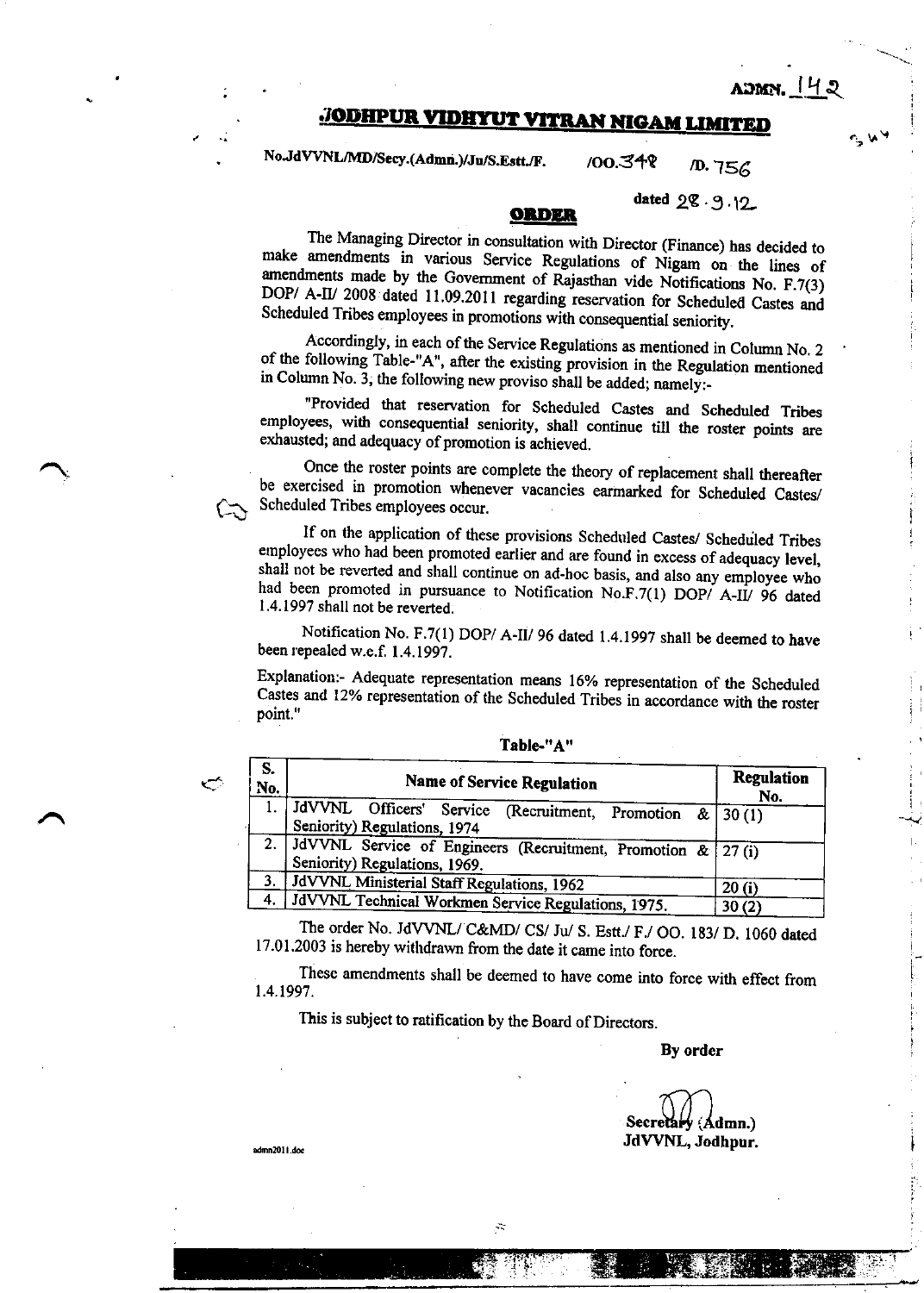ADMN. 142

# JODHPUR VIDHYUT VITRAN NIGAM LIMITED

No.JdVVNL/MD/Secy.(Admn.)/Ju/S.Estt./F. /OO.348 /D. 756

dated 28.9.12

## ORDER

The Managing Director in consultation with Director (Finance) has decided to make amendments in various Service Regulations of Nigam on the lines of amendments made by the Government of Rajasthan vide Notifications No. F.7(3) DOP/ A-II/ 2008 dated 11.09.2011 regarding reservation for Scheduled Castes and Scheduled Tribes employees in promotions with consequential seniority.

Accordingly, in each of the Service Regulations as mentioned in Column No. 2 of the following Table-"A", after the existing provision in the Regulation mentioned in Column No. 3, the following new proviso shall be added; namely:-

"Provided that reservation for Scheduled Castes and Scheduled Tribes employees, with consequential seniority, shall continue till the roster points are exhausted; and adequacy of promotion is achieved.

Once the roster points are complete the theory of replacement shall thereafter be exercised in promotion whenever vacancies earmarked for Scheduled Castes/ Scheduled Tribes employees occur.

If on the application of these provisions Scheduled Castes/ Scheduled Tribes employees who had been promoted earlier and are found in excess of adequacy level, shall not be reverted and shall continue on ad-hoc basis, and also any employee who had been promoted in pursuance to Notification No.F.7(1) DOP/ A-II/ 96 dated 1.4.1997 shall not be reverted.

Notification No. F.7(1) DOP/ A-II/ 96 dated 1.4.1997 shall be deemed to have been repealed w.e.f. 1.4.1997.

Explanation:- Adequate representation means 16% representation of the Scheduled Castes and 12% representation of the Scheduled Tribes in accordance with the roster point."

Table-"A"

| S. No. | Name of Service Regulation | Regulation No. |
|---|---|---|
| 1. | JdVVNL Officers' Service (Recruitment, Promotion & Seniority) Regulations, 1974 | 30 (1) |
| 2. | JdVVNL Service of Engineers (Recruitment, Promotion & Seniority) Regulations, 1969. | 27 (i) |
| 3. | JdVVNL Ministerial Staff Regulations, 1962 | 20 (i) |
| 4. | JdVVNL Technical Workmen Service Regulations, 1975. | 30 (2) |

The order No. JdVVNL/ C&MD/ CS/ Ju/ S. Estt./ F./ OO. 183/ D. 1060 dated 17.01.2003 is hereby withdrawn from the date it came into force.

These amendments shall be deemed to have come into force with effect from 1.4.1997.

This is subject to ratification by the Board of Directors.

**By order**

Secretary (Admn.)
JdVVNL, Jodhpur.

admn2011.doc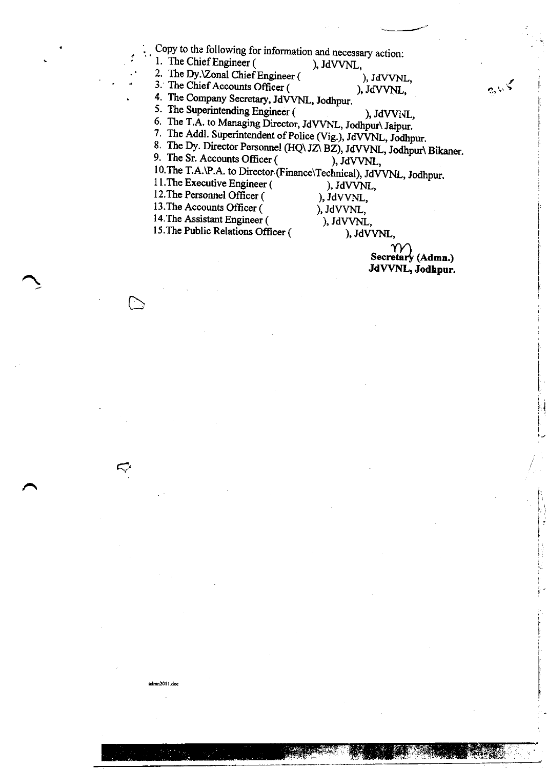Copy to the following for information and necessary action:

1. The Chief Engineer ( ), JdVVNL,
2. The Dy.\Zonal Chief Engineer ( ), JdVVNL,
3. The Chief Accounts Officer ( ), JdVVNL,
4. The Company Secretary, JdVVNL, Jodhpur.
5. The Superintending Engineer ( ), JdVVNL,
6. The T.A. to Managing Director, JdVVNL, Jodhpur\ Jaipur.
7. The Addl. Superintendent of Police (Vig.), JdVVNL, Jodhpur.
8. The Dy. Director Personnel (HQ\ JZ\ BZ), JdVVNL, Jodhpur\ Bikaner.
9. The Sr. Accounts Officer ( ), JdVVNL,
10. The T.A.\P.A. to Director (Finance\Technical), JdVVNL, Jodhpur.
11. The Executive Engineer ( ), JdVVNL,
12. The Personnel Officer ( ), JdVVNL,
13. The Accounts Officer ( ), JdVVNL,
14. The Assistant Engineer ( ), JdVVNL,
15. The Public Relations Officer ( ), JdVVNL,

**Secretary (Admn.)**
**JdVVNL, Jodhpur.**

admn2011.doc